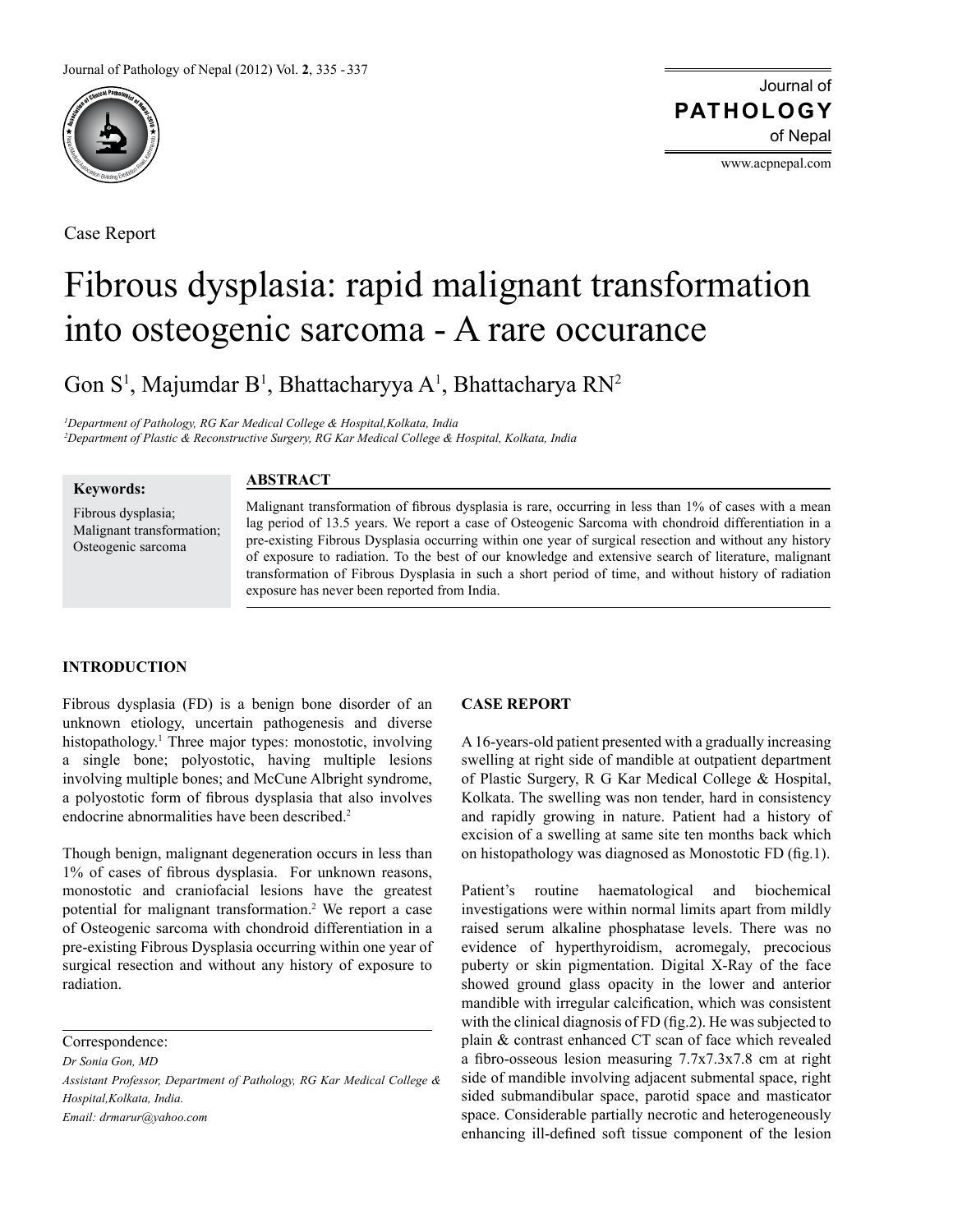Case Report

# Fibrous dysplasia: rapid malignant transformation into osteogenic sarcoma - A rare occurance

Gon S[1], Majumdar B[1], Bhattacharyya A[1], Bhattacharya RN[2]

*[1]Department of Pathology, RG Kar Medical College & Hospital,Kolkata, India*
*[2]Department of Plastic & Reconstructive Surgery, RG Kar Medical College & Hospital, Kolkata, India*

**Keywords:**
Fibrous dysplasia;
Malignant transformation;
Osteogenic sarcoma

## ABSTRACT

Malignant transformation of fibrous dysplasia is rare, occurring in less than 1% of cases with a mean lag period of 13.5 years. We report a case of Osteogenic Sarcoma with chondroid differentiation in a pre-existing Fibrous Dysplasia occurring within one year of surgical resection and without any history of exposure to radiation. To the best of our knowledge and extensive search of literature, malignant transformation of Fibrous Dysplasia in such a short period of time, and without history of radiation exposure has never been reported from India.

## INTRODUCTION

Fibrous dysplasia (FD) is a benign bone disorder of an unknown etiology, uncertain pathogenesis and diverse histopathology.[1] Three major types: monostotic, involving a single bone; polyostotic, having multiple lesions involving multiple bones; and McCune Albright syndrome, a polyostotic form of fibrous dysplasia that also involves endocrine abnormalities have been described.[2]

Though benign, malignant degeneration occurs in less than 1% of cases of fibrous dysplasia. For unknown reasons, monostotic and craniofacial lesions have the greatest potential for malignant transformation.[2] We report a case of Osteogenic sarcoma with chondroid differentiation in a pre-existing Fibrous Dysplasia occurring within one year of surgical resection and without any history of exposure to radiation.

## CASE REPORT

A 16-years-old patient presented with a gradually increasing swelling at right side of mandible at outpatient department of Plastic Surgery, R G Kar Medical College & Hospital, Kolkata. The swelling was non tender, hard in consistency and rapidly growing in nature. Patient had a history of excision of a swelling at same site ten months back which on histopathology was diagnosed as Monostotic FD (fig.1).

Patient's routine haematological and biochemical investigations were within normal limits apart from mildly raised serum alkaline phosphatase levels. There was no evidence of hyperthyroidism, acromegaly, precocious puberty or skin pigmentation. Digital X-Ray of the face showed ground glass opacity in the lower and anterior mandible with irregular calcification, which was consistent with the clinical diagnosis of FD (fig.2). He was subjected to plain & contrast enhanced CT scan of face which revealed a fibro-osseous lesion measuring 7.7x7.3x7.8 cm at right side of mandible involving adjacent submental space, right sided submandibular space, parotid space and masticator space. Considerable partially necrotic and heterogeneously enhancing ill-defined soft tissue component of the lesion

Correspondence:
*Dr Sonia Gon, MD*
*Assistant Professor, Department of Pathology, RG Kar Medical College & Hospital,Kolkata, India.*
*Email: drmarur@yahoo.com*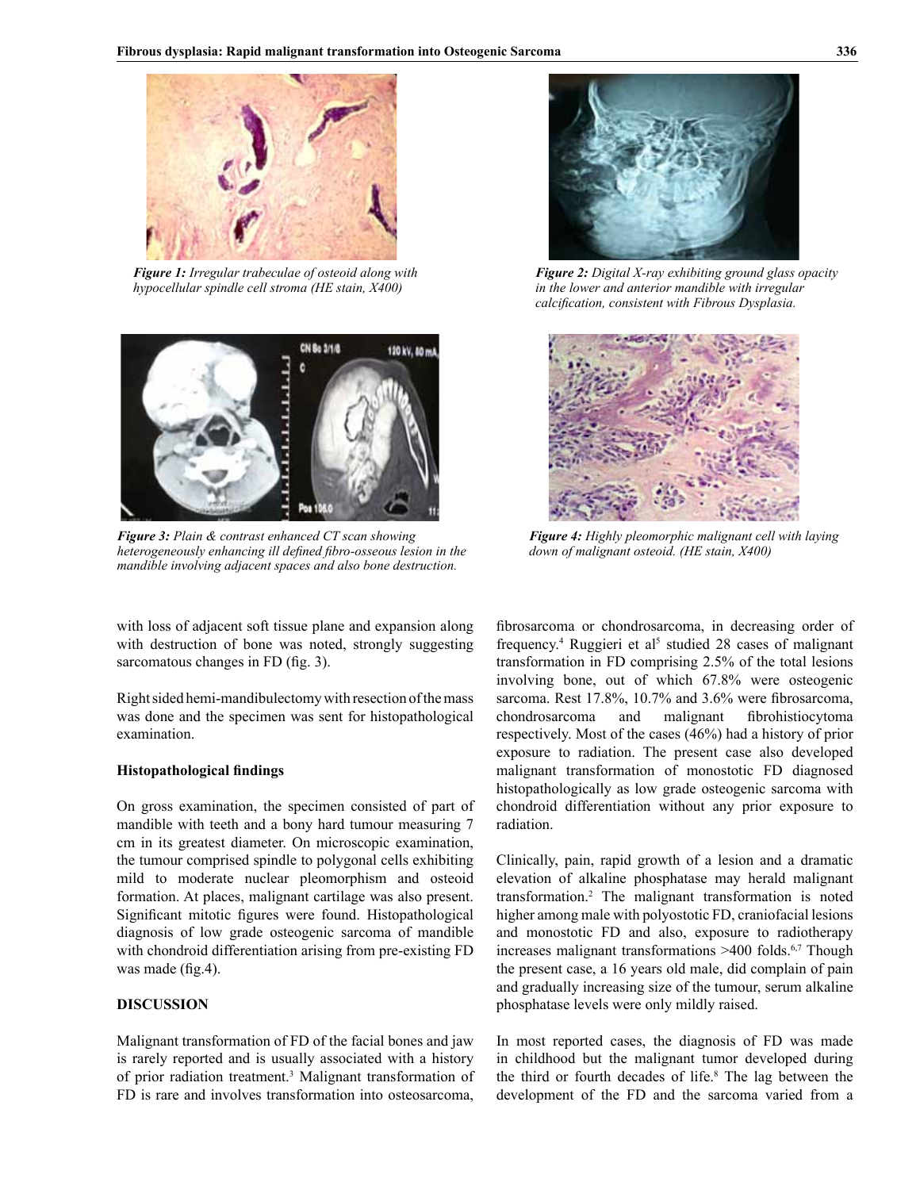*Figure 1: Irregular trabeculae of osteoid along with hypocellular spindle cell stroma (HE stain, X400)*

*Figure 2: Digital X-ray exhibiting ground glass opacity in the lower and anterior mandible with irregular calcification, consistent with Fibrous Dysplasia.*

*Figure 3: Plain & contrast enhanced CT scan showing heterogeneously enhancing ill defined fibro-osseous lesion in the mandible involving adjacent spaces and also bone destruction.*

*Figure 4: Highly pleomorphic malignant cell with laying down of malignant osteoid. (HE stain, X400)*

with loss of adjacent soft tissue plane and expansion along with destruction of bone was noted, strongly suggesting sarcomatous changes in FD (fig. 3).

Right sided hemi-mandibulectomy with resection of the mass was done and the specimen was sent for histopathological examination.

### Histopathological findings

On gross examination, the specimen consisted of part of mandible with teeth and a bony hard tumour measuring 7 cm in its greatest diameter. On microscopic examination, the tumour comprised spindle to polygonal cells exhibiting mild to moderate nuclear pleomorphism and osteoid formation. At places, malignant cartilage was also present. Significant mitotic figures were found. Histopathological diagnosis of low grade osteogenic sarcoma of mandible with chondroid differentiation arising from pre-existing FD was made (fig.4).

## DISCUSSION

Malignant transformation of FD of the facial bones and jaw is rarely reported and is usually associated with a history of prior radiation treatment.[3] Malignant transformation of FD is rare and involves transformation into osteosarcoma, fibrosarcoma or chondrosarcoma, in decreasing order of frequency.[4] Ruggieri et al[5] studied 28 cases of malignant transformation in FD comprising 2.5% of the total lesions involving bone, out of which 67.8% were osteogenic sarcoma. Rest 17.8%, 10.7% and 3.6% were fibrosarcoma, chondrosarcoma and malignant fibrohistiocytoma respectively. Most of the cases (46%) had a history of prior exposure to radiation. The present case also developed malignant transformation of monostotic FD diagnosed histopathologically as low grade osteogenic sarcoma with chondroid differentiation without any prior exposure to radiation.

Clinically, pain, rapid growth of a lesion and a dramatic elevation of alkaline phosphatase may herald malignant transformation.[2] The malignant transformation is noted higher among male with polyostotic FD, craniofacial lesions and monostotic FD and also, exposure to radiotherapy increases malignant transformations >400 folds.[6,7] Though the present case, a 16 years old male, did complain of pain and gradually increasing size of the tumour, serum alkaline phosphatase levels were only mildly raised.

In most reported cases, the diagnosis of FD was made in childhood but the malignant tumor developed during the third or fourth decades of life.[8] The lag between the development of the FD and the sarcoma varied from a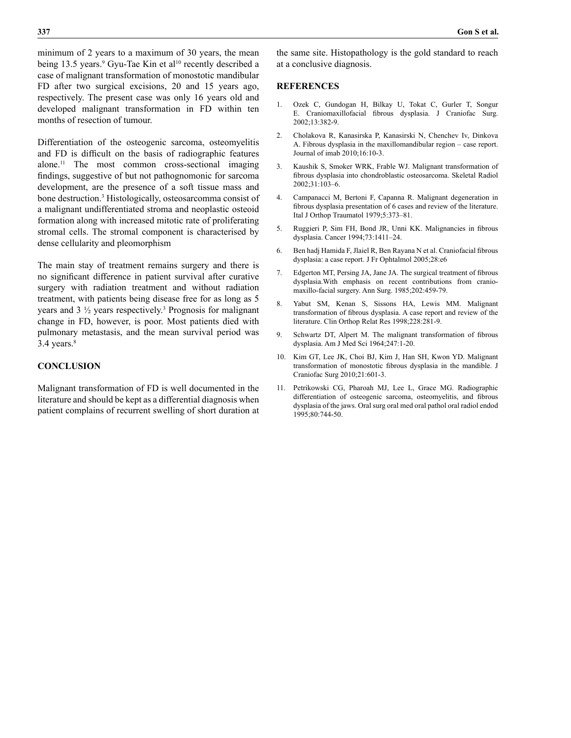minimum of 2 years to a maximum of 30 years, the mean being 13.5 years.[9] Gyu-Tae Kin et al[10] recently described a case of malignant transformation of monostotic mandibular FD after two surgical excisions, 20 and 15 years ago, respectively. The present case was only 16 years old and developed malignant transformation in FD within ten months of resection of tumour.

Differentiation of the osteogenic sarcoma, osteomyelitis and FD is difficult on the basis of radiographic features alone.[11] The most common cross-sectional imaging findings, suggestive of but not pathognomonic for sarcoma development, are the presence of a soft tissue mass and bone destruction.[3] Histologically, osteosarcomma consist of a malignant undifferentiated stroma and neoplastic osteoid formation along with increased mitotic rate of proliferating stromal cells. The stromal component is characterised by dense cellularity and pleomorphism

The main stay of treatment remains surgery and there is no significant difference in patient survival after curative surgery with radiation treatment and without radiation treatment, with patients being disease free for as long as 5 years and 3 ½ years respectively.[3] Prognosis for malignant change in FD, however, is poor. Most patients died with pulmonary metastasis, and the mean survival period was 3.4 years.[8]

## CONCLUSION

Malignant transformation of FD is well documented in the literature and should be kept as a differential diagnosis when patient complains of recurrent swelling of short duration at the same site. Histopathology is the gold standard to reach at a conclusive diagnosis.

## REFERENCES

1. Ozek C, Gundogan H, Bilkay U, Tokat C, Gurler T, Songur E. Craniomaxillofacial fibrous dysplasia. J Craniofac Surg. 2002;13:382-9.
2. Cholakova R, Kanasirska P, Kanasirski N, Chenchev Iv, Dinkova A. Fibrous dysplasia in the maxillomandibular region – case report. Journal of imab 2010;16:10-3.
3. Kaushik S, Smoker WRK, Frable WJ. Malignant transformation of fibrous dysplasia into chondroblastic osteosarcoma. Skeletal Radiol 2002;31:103–6.
4. Campanacci M, Bertoni F, Capanna R. Malignant degeneration in fibrous dysplasia presentation of 6 cases and review of the literature. Ital J Orthop Traumatol 1979;5:373–81.
5. Ruggieri P, Sim FH, Bond JR, Unni KK. Malignancies in fibrous dysplasia. Cancer 1994;73:1411–24.
6. Ben hadj Hamida F, Jlaiel R, Ben Rayana N et al. Craniofacial fibrous dysplasia: a case report. J Fr Ophtalmol 2005;28:e6
7. Edgerton MT, Persing JA, Jane JA. The surgical treatment of fibrous dysplasia.With emphasis on recent contributions from cranio-maxillo-facial surgery. Ann Surg. 1985;202:459-79.
8. Yabut SM, Kenan S, Sissons HA, Lewis MM. Malignant transformation of fibrous dysplasia. A case report and review of the literature. Clin Orthop Relat Res 1998;228:281-9.
9. Schwartz DT, Alpert M. The malignant transformation of fibrous dysplasia. Am J Med Sci 1964;247:1-20.
10. Kim GT, Lee JK, Choi BJ, Kim J, Han SH, Kwon YD. Malignant transformation of monostotic fibrous dysplasia in the mandible. J Craniofac Surg 2010;21:601-3.
11. Petrikowski CG, Pharoah MJ, Lee L, Grace MG. Radiographic differentiation of osteogenic sarcoma, osteomyelitis, and fibrous dysplasia of the jaws. Oral surg oral med oral pathol oral radiol endod 1995;80:744-50.